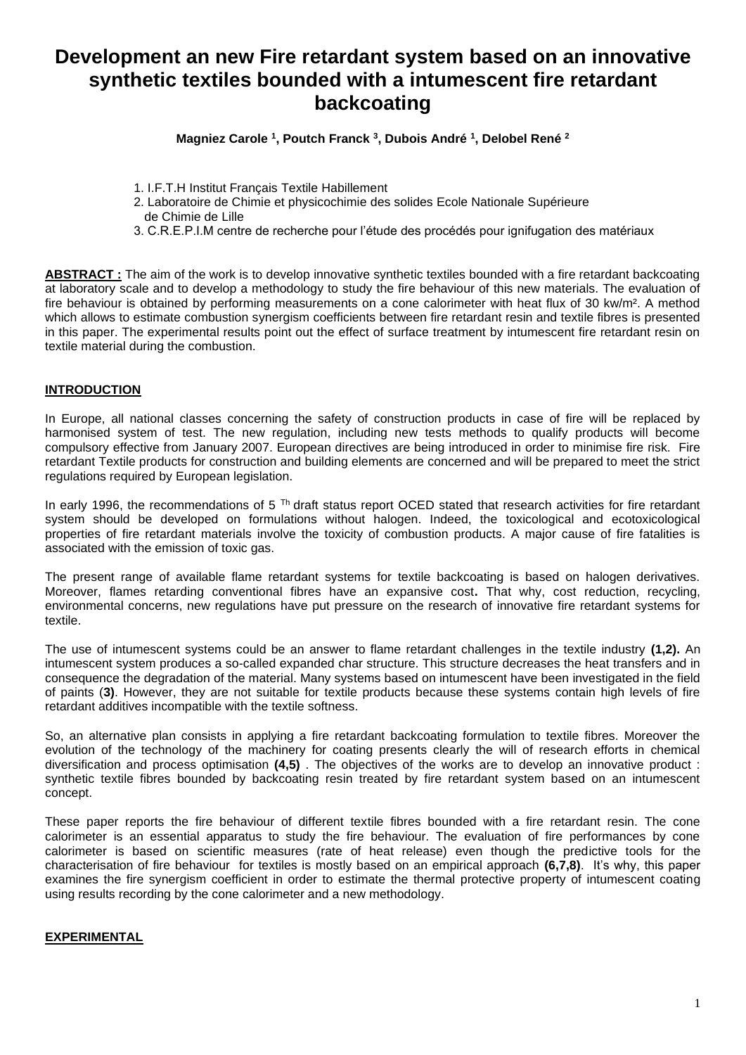# Development an new Fire retardant system based on an innovative synthetic textiles bounded with a intumescent fire retardant backcoating

**Magniez Carole [1], Poutch Franck [3], Dubois André [1], Delobel René [2]**

1. I.F.T.H Institut Français Textile Habillement
2. Laboratoire de Chimie et physicochimie des solides Ecole Nationale Supérieure de Chimie de Lille
3. C.R.E.P.I.M centre de recherche pour l'étude des procédés pour ignifugation des matériaux

**ABSTRACT :** The aim of the work is to develop innovative synthetic textiles bounded with a fire retardant backcoating at laboratory scale and to develop a methodology to study the fire behaviour of this new materials. The evaluation of fire behaviour is obtained by performing measurements on a cone calorimeter with heat flux of 30 kw/m². A method which allows to estimate combustion synergism coefficients between fire retardant resin and textile fibres is presented in this paper. The experimental results point out the effect of surface treatment by intumescent fire retardant resin on textile material during the combustion.

## INTRODUCTION

In Europe, all national classes concerning the safety of construction products in case of fire will be replaced by harmonised system of test. The new regulation, including new tests methods to qualify products will become compulsory effective from January 2007. European directives are being introduced in order to minimise fire risk. Fire retardant Textile products for construction and building elements are concerned and will be prepared to meet the strict regulations required by European legislation.

In early 1996, the recommendations of 5 Th draft status report OCED stated that research activities for fire retardant system should be developed on formulations without halogen. Indeed, the toxicological and ecotoxicological properties of fire retardant materials involve the toxicity of combustion products. A major cause of fire fatalities is associated with the emission of toxic gas.

The present range of available flame retardant systems for textile backcoating is based on halogen derivatives. Moreover, flames retarding conventional fibres have an expansive cost**.** That why, cost reduction, recycling, environmental concerns, new regulations have put pressure on the research of innovative fire retardant systems for textile.

The use of intumescent systems could be an answer to flame retardant challenges in the textile industry **(1,2).** An intumescent system produces a so-called expanded char structure. This structure decreases the heat transfers and in consequence the degradation of the material. Many systems based on intumescent have been investigated in the field of paints (**3)**. However, they are not suitable for textile products because these systems contain high levels of fire retardant additives incompatible with the textile softness.

So, an alternative plan consists in applying a fire retardant backcoating formulation to textile fibres. Moreover the evolution of the technology of the machinery for coating presents clearly the will of research efforts in chemical diversification and process optimisation **(4,5)** . The objectives of the works are to develop an innovative product : synthetic textile fibres bounded by backcoating resin treated by fire retardant system based on an intumescent concept.

These paper reports the fire behaviour of different textile fibres bounded with a fire retardant resin. The cone calorimeter is an essential apparatus to study the fire behaviour. The evaluation of fire performances by cone calorimeter is based on scientific measures (rate of heat release) even though the predictive tools for the characterisation of fire behaviour for textiles is mostly based on an empirical approach **(6,7,8)**. It's why, this paper examines the fire synergism coefficient in order to estimate the thermal protective property of intumescent coating using results recording by the cone calorimeter and a new methodology.

## EXPERIMENTAL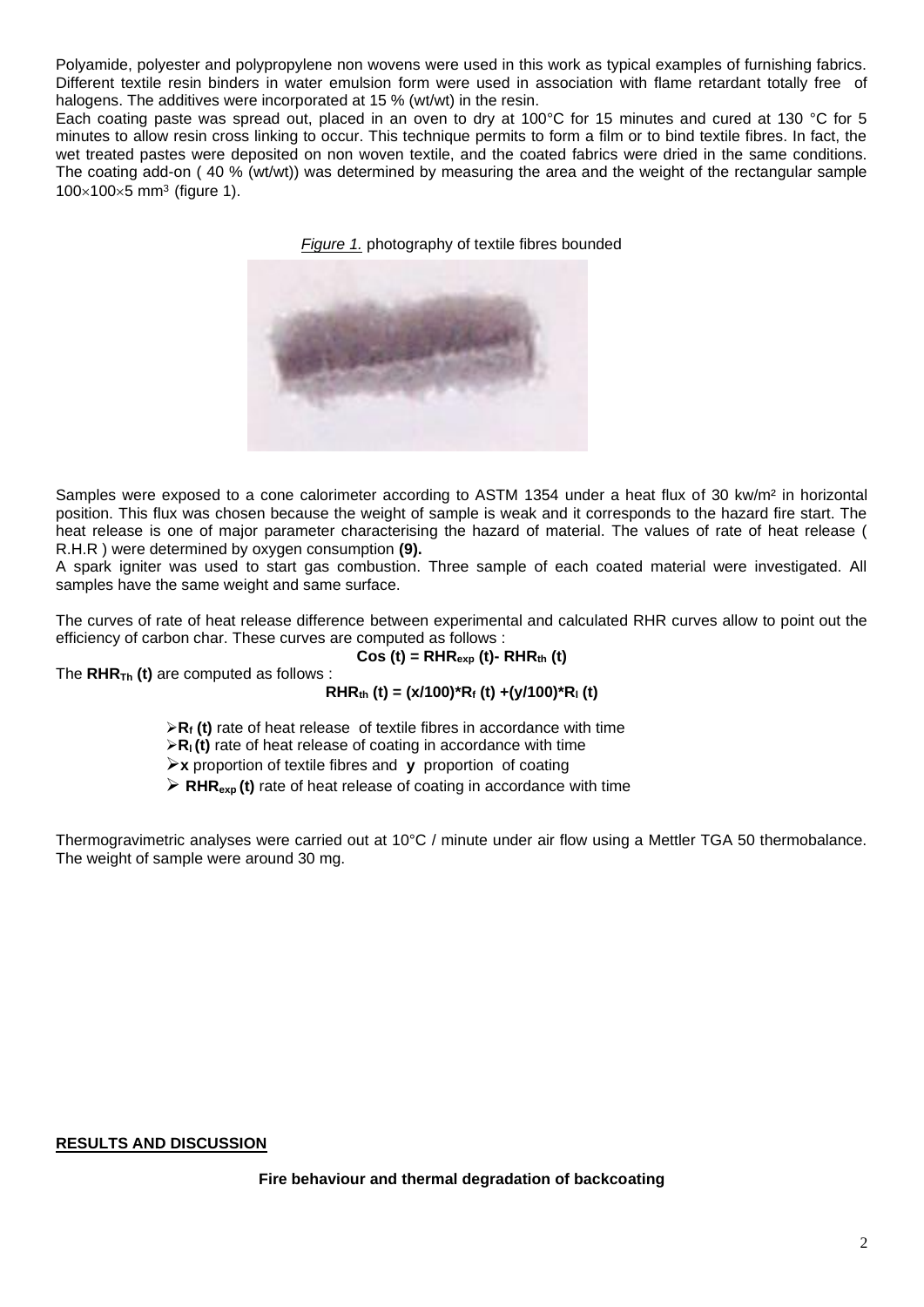Polyamide, polyester and polypropylene non wovens were used in this work as typical examples of furnishing fabrics. Different textile resin binders in water emulsion form were used in association with flame retardant totally free of halogens. The additives were incorporated at 15 % (wt/wt) in the resin.

Each coating paste was spread out, placed in an oven to dry at 100°C for 15 minutes and cured at 130 °C for 5 minutes to allow resin cross linking to occur. This technique permits to form a film or to bind textile fibres. In fact, the wet treated pastes were deposited on non woven textile, and the coated fabrics were dried in the same conditions. The coating add-on ( 40 % (wt/wt)) was determined by measuring the area and the weight of the rectangular sample $100\times100\times5$ mm$^3$ (figure 1).

*Figure 1.* photography of textile fibres bounded

Samples were exposed to a cone calorimeter according to ASTM 1354 under a heat flux of 30 kw/m² in horizontal position. This flux was chosen because the weight of sample is weak and it corresponds to the hazard fire start. The heat release is one of major parameter characterising the hazard of material. The values of rate of heat release ( R.H.R ) were determined by oxygen consumption **(9).**

A spark igniter was used to start gas combustion. Three sample of each coated material were investigated. All samples have the same weight and same surface.

The curves of rate of heat release difference between experimental and calculated RHR curves allow to point out the efficiency of carbon char. These curves are computed as follows :

$$\mathbf{Cos\ (t) = RHR_{exp}\ (t) - RHR_{th}\ (t)}$$

The $\mathbf{RHR_{Th}\ (t)}$ are computed as follows :

$$\mathbf{RHR_{th}\ (t) = (x/100)*R_f\ (t) + (y/100)*R_l\ (t)}$$

- $\mathbf{R_f\ (t)}$ rate of heat release of textile fibres in accordance with time
- $\mathbf{R_l\ (t)}$ rate of heat release of coating in accordance with time
- **x** proportion of textile fibres and **y** proportion of coating
- $\mathbf{RHR_{exp}\ (t)}$ rate of heat release of coating in accordance with time

Thermogravimetric analyses were carried out at 10°C / minute under air flow using a Mettler TGA 50 thermobalance. The weight of sample were around 30 mg.

## RESULTS AND DISCUSSION

### Fire behaviour and thermal degradation of backcoating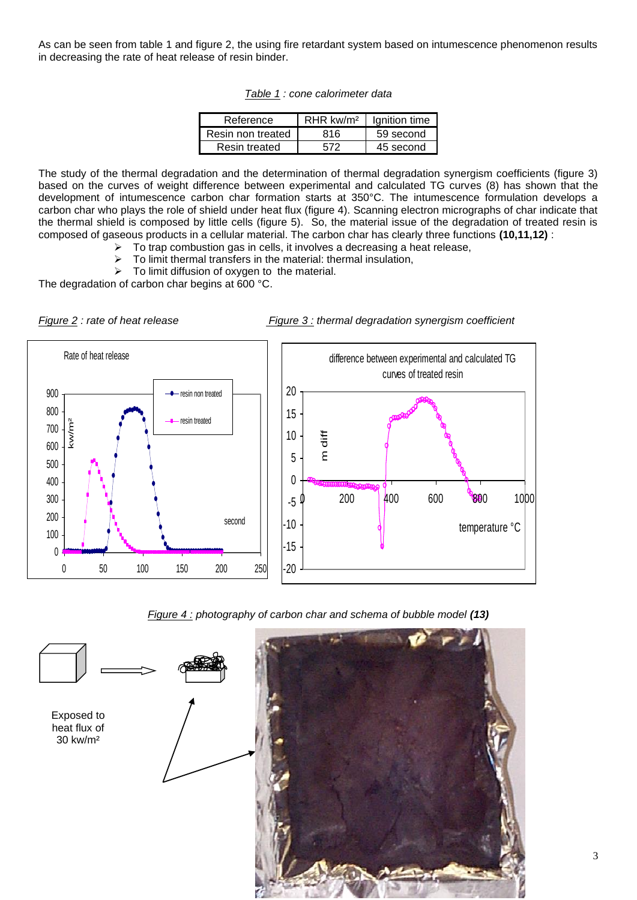As can be seen from table 1 and figure 2, the using fire retardant system based on intumescence phenomenon results in decreasing the rate of heat release of resin binder.

*Table 1 : cone calorimeter data*

| Reference | RHR kw/m² | Ignition time |
| --- | --- | --- |
| Resin non treated | 816 | 59 second |
| Resin treated | 572 | 45 second |

The study of the thermal degradation and the determination of thermal degradation synergism coefficients (figure 3) based on the curves of weight difference between experimental and calculated TG curves (8) has shown that the development of intumescence carbon char formation starts at 350°C. The intumescence formulation develops a carbon char who plays the role of shield under heat flux (figure 4). Scanning electron micrographs of char indicate that the thermal shield is composed by little cells (figure 5). So, the material issue of the degradation of treated resin is composed of gaseous products in a cellular material. The carbon char has clearly three functions **(10,11,12)** :

- To trap combustion gas in cells, it involves a decreasing a heat release,
- To limit thermal transfers in the material: thermal insulation,
- To limit diffusion of oxygen to the material.

The degradation of carbon char begins at 600 °C.

*Figure 2 : rate of heat release*

*Figure 3 : thermal degradation synergism coefficient*

*Figure 4 : photography of carbon char and schema of bubble model **(13)***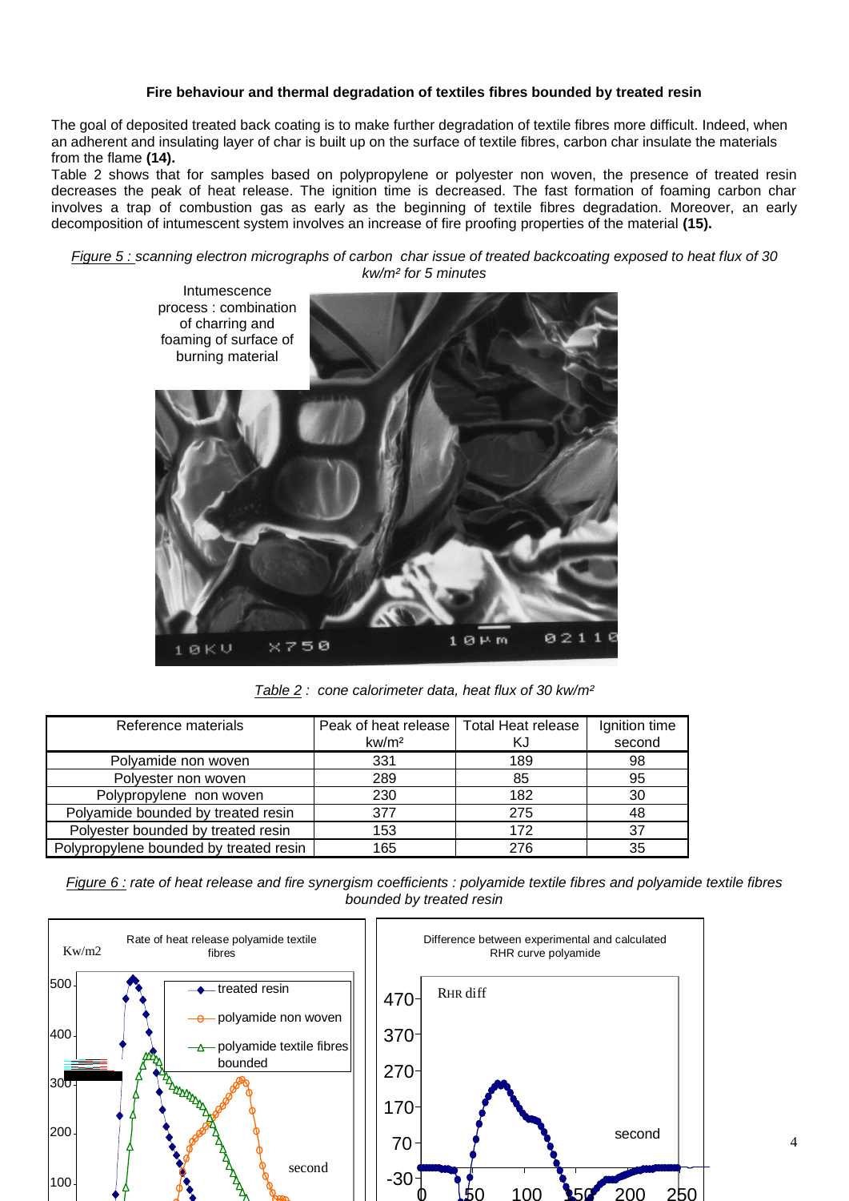**Fire behaviour and thermal degradation of textiles fibres bounded by treated resin**

The goal of deposited treated back coating is to make further degradation of textile fibres more difficult. Indeed, when an adherent and insulating layer of char is built up on the surface of textile fibres, carbon char insulate the materials from the flame **(14).**

Table 2 shows that for samples based on polypropylene or polyester non woven, the presence of treated resin decreases the peak of heat release. The ignition time is decreased. The fast formation of foaming carbon char involves a trap of combustion gas as early as the beginning of textile fibres degradation. Moreover, an early decomposition of intumescent system involves an increase of fire proofing properties of the material **(15).**

*Figure 5 : scanning electron micrographs of carbon char issue of treated backcoating exposed to heat flux of 30 kw/m² for 5 minutes*

Intumescence process : combination of charring and foaming of surface of burning material

*Table 2 : cone calorimeter data, heat flux of 30 kw/m²*

| Reference materials | Peak of heat release kw/m² | Total Heat release KJ | Ignition time second |
|---|---|---|---|
| Polyamide non woven | 331 | 189 | 98 |
| Polyester non woven | 289 | 85 | 95 |
| Polypropylene non woven | 230 | 182 | 30 |
| Polyamide bounded by treated resin | 377 | 275 | 48 |
| Polyester bounded by treated resin | 153 | 172 | 37 |
| Polypropylene bounded by treated resin | 165 | 276 | 35 |

*Figure 6 : rate of heat release and fire synergism coefficients : polyamide textile fibres and polyamide textile fibres bounded by treated resin*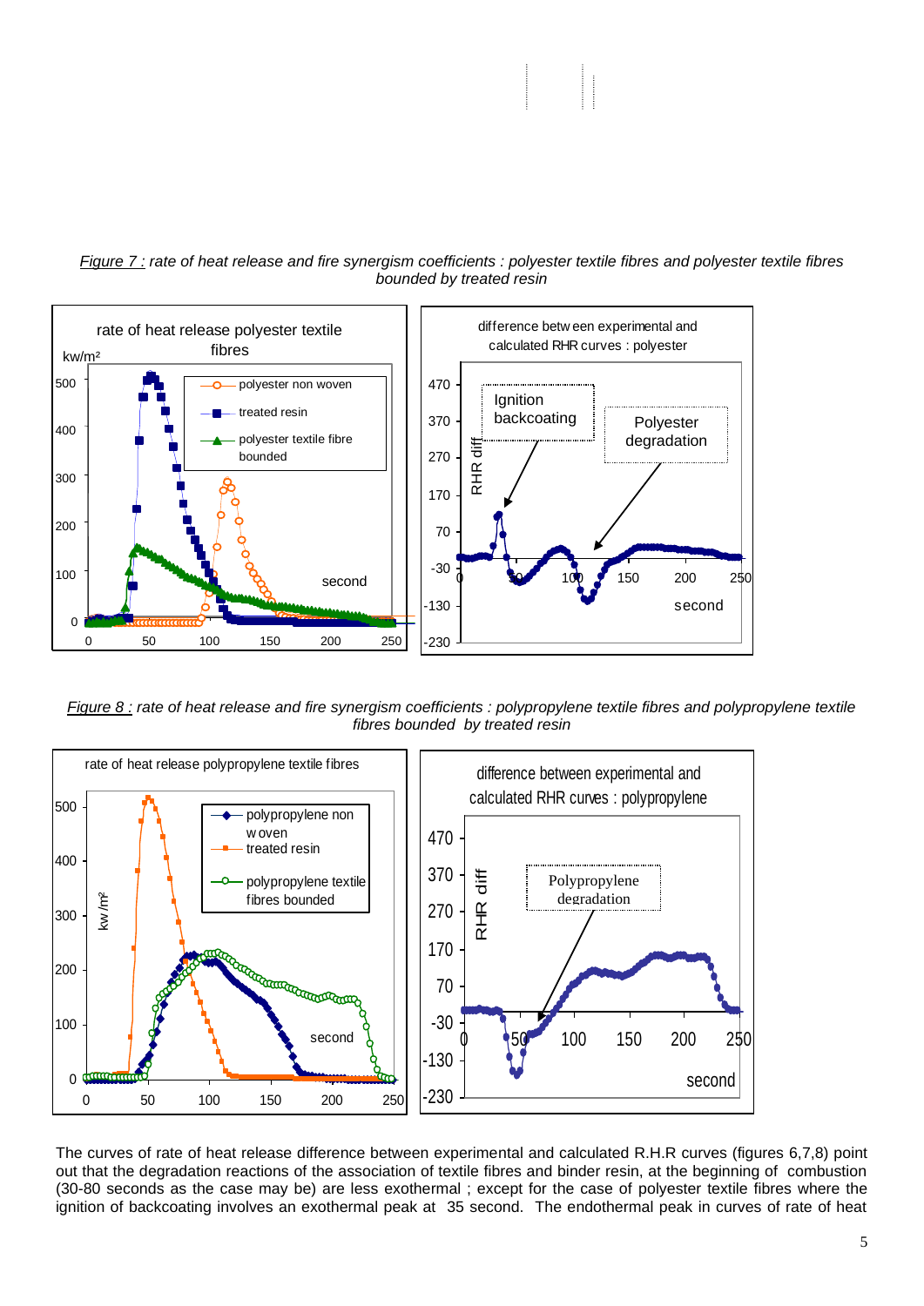*Figure 7 : rate of heat release and fire synergism coefficients : polyester textile fibres and polyester textile fibres bounded by treated resin*

*Figure 8 : rate of heat release and fire synergism coefficients : polypropylene textile fibres and polypropylene textile fibres bounded by treated resin*

The curves of rate of heat release difference between experimental and calculated R.H.R curves (figures 6,7,8) point out that the degradation reactions of the association of textile fibres and binder resin, at the beginning of combustion (30-80 seconds as the case may be) are less exothermal ; except for the case of polyester textile fibres where the ignition of backcoating involves an exothermal peak at 35 second. The endothermal peak in curves of rate of heat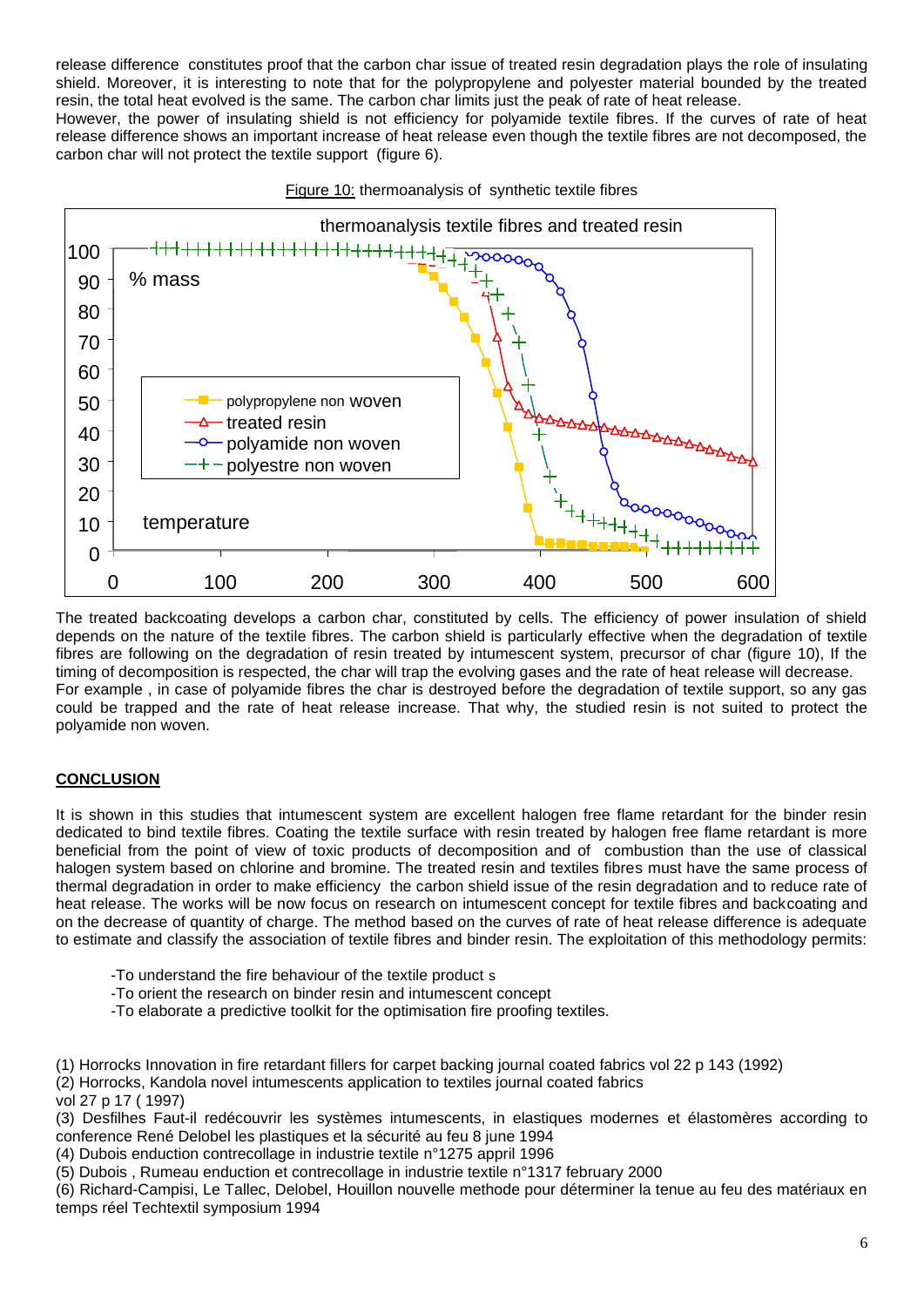release difference constitutes proof that the carbon char issue of treated resin degradation plays the role of insulating shield. Moreover, it is interesting to note that for the polypropylene and polyester material bounded by the treated resin, the total heat evolved is the same. The carbon char limits just the peak of rate of heat release.
However, the power of insulating shield is not efficiency for polyamide textile fibres. If the curves of rate of heat release difference shows an important increase of heat release even though the textile fibres are not decomposed, the carbon char will not protect the textile support (figure 6).

Figure 10: thermoanalysis of synthetic textile fibres

The treated backcoating develops a carbon char, constituted by cells. The efficiency of power insulation of shield depends on the nature of the textile fibres. The carbon shield is particularly effective when the degradation of textile fibres are following on the degradation of resin treated by intumescent system, precursor of char (figure 10), If the timing of decomposition is respected, the char will trap the evolving gases and the rate of heat release will decrease.
For example , in case of polyamide fibres the char is destroyed before the degradation of textile support, so any gas could be trapped and the rate of heat release increase. That why, the studied resin is not suited to protect the polyamide non woven.

## CONCLUSION

It is shown in this studies that intumescent system are excellent halogen free flame retardant for the binder resin dedicated to bind textile fibres. Coating the textile surface with resin treated by halogen free flame retardant is more beneficial from the point of view of toxic products of decomposition and of combustion than the use of classical halogen system based on chlorine and bromine. The treated resin and textiles fibres must have the same process of thermal degradation in order to make efficiency the carbon shield issue of the resin degradation and to reduce rate of heat release. The works will be now focus on research on intumescent concept for textile fibres and backcoating and on the decrease of quantity of charge. The method based on the curves of rate of heat release difference is adequate to estimate and classify the association of textile fibres and binder resin. The exploitation of this methodology permits:

- To understand the fire behaviour of the textile product s
- To orient the research on binder resin and intumescent concept
- To elaborate a predictive toolkit for the optimisation fire proofing textiles.

(1) Horrocks Innovation in fire retardant fillers for carpet backing journal coated fabrics vol 22 p 143 (1992)
(2) Horrocks, Kandola novel intumescents application to textiles journal coated fabrics vol 27 p 17 ( 1997)
(3) Desfilhes Faut-il redécouvrir les systèmes intumescents, in elastiques modernes et élastomères according to conference René Delobel les plastiques et la sécurité au feu 8 june 1994
(4) Dubois enduction contrecollage in industrie textile n°1275 appril 1996
(5) Dubois , Rumeau enduction et contrecollage in industrie textile n°1317 february 2000
(6) Richard-Campisi, Le Tallec, Delobel, Houillon nouvelle methode pour déterminer la tenue au feu des matériaux en temps réel Techtextil symposium 1994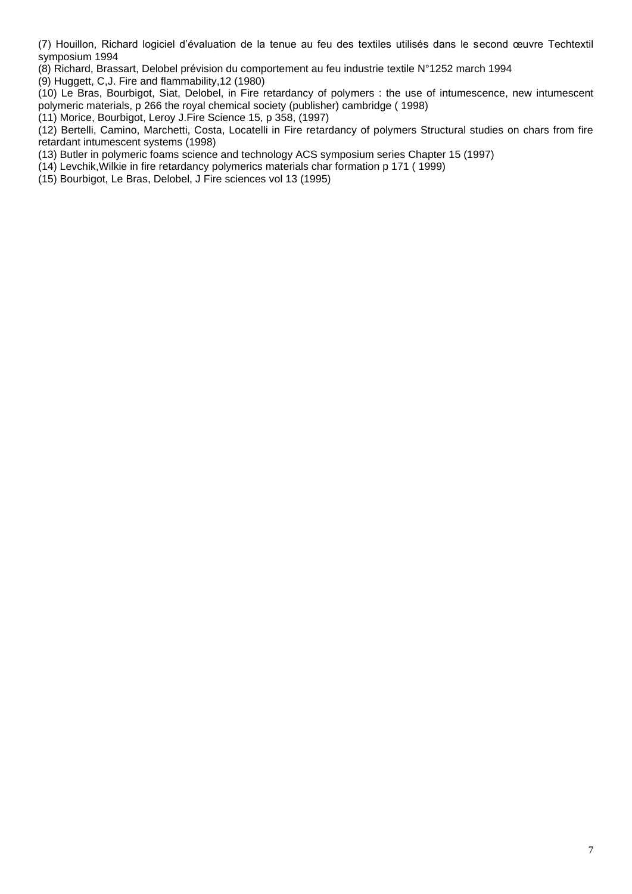(7) Houillon, Richard logiciel d'évaluation de la tenue au feu des textiles utilisés dans le second œuvre Techtextil symposium 1994

(8) Richard, Brassart, Delobel prévision du comportement au feu industrie textile N°1252 march 1994

(9) Huggett, C,J. Fire and flammability,12 (1980)

(10) Le Bras, Bourbigot, Siat, Delobel, in Fire retardancy of polymers : the use of intumescence, new intumescent polymeric materials, p 266 the royal chemical society (publisher) cambridge ( 1998)

(11) Morice, Bourbigot, Leroy J.Fire Science 15, p 358, (1997)

(12) Bertelli, Camino, Marchetti, Costa, Locatelli in Fire retardancy of polymers Structural studies on chars from fire retardant intumescent systems (1998)

(13) Butler in polymeric foams science and technology ACS symposium series Chapter 15 (1997)

(14) Levchik,Wilkie in fire retardancy polymerics materials char formation p 171 ( 1999)

(15) Bourbigot, Le Bras, Delobel, J Fire sciences vol 13 (1995)